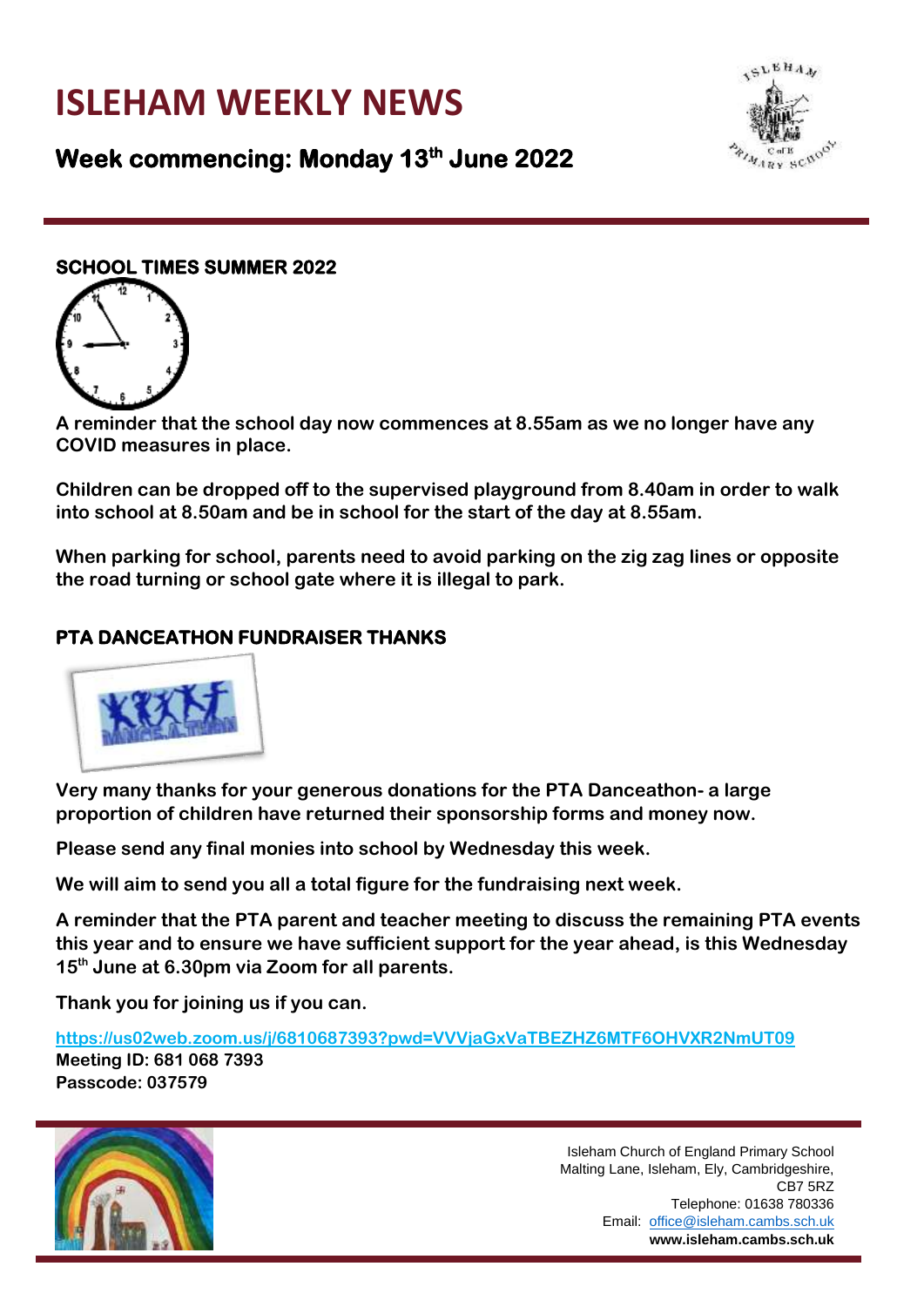# ISLEHAM WEEKLY NEWS

## Week commencing: Monday 13th June 2022

### SCHOOL TIMES SUMMER 2022

**A reminder that the school day now commences at 8.55am as we no longer have any COVID measures in place.**

**Children can be dropped off to the supervised playground from 8.40am in order to walk into school at 8.50am and be in school for the start of the day at 8.55am.**

**When parking for school, parents need to avoid parking on the zig zag lines or opposite the road turning or school gate where it is illegal to park.**

### PTA DANCEATHON FUNDRAISER THANKS

**Very many thanks for your generous donations for the PTA Danceathon- a large proportion of children have returned their sponsorship forms and money now.**

**Please send any final monies into school by Wednesday this week.**

**We will aim to send you all a total figure for the fundraising next week.**

**A reminder that the PTA parent and teacher meeting to discuss the remaining PTA events this year and to ensure we have sufficient support for the year ahead, is this Wednesday 15th June at 6.30pm via Zoom for all parents.**

**Thank you for joining us if you can.**

https://us02web.zoom.us/j/6810687393?pwd=VVVjaGxVaTBEZHZ6MTF6OHVXR2NmUT09

**Meeting ID: 681 068 7393**
**Passcode: 037579**

Isleham Church of England Primary School
Malting Lane, Isleham, Ely, Cambridgeshire, CB7 5RZ
Telephone: 01638 780336
Email: office@isleham.cambs.sch.uk
**www.isleham.cambs.sch.uk**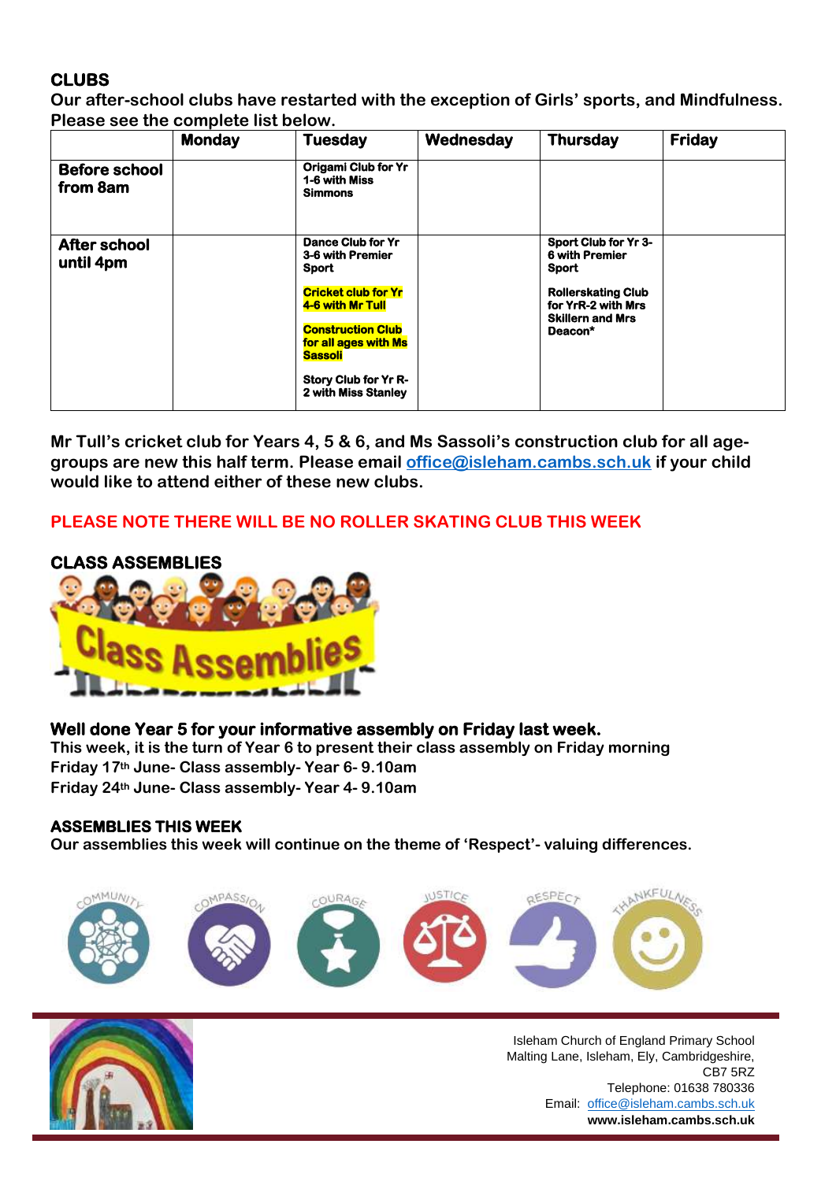## CLUBS

**Our after-school clubs have restarted with the exception of Girls' sports, and Mindfulness. Please see the complete list below.**

| | Monday | Tuesday | Wednesday | Thursday | Friday |
|---|---|---|---|---|---|
| **Before school from 8am** | | **Origami Club for Yr 1-6 with Miss Simmons** | | | |
| **After school until 4pm** | | **Dance Club for Yr 3-6 with Premier Sport**<br><br>**Cricket club for Yr 4-6 with Mr Tull**<br><br>**Construction Club for all ages with Ms Sassoli**<br><br>**Story Club for Yr R-2 with Miss Stanley** | | **Sport Club for Yr 3-6 with Premier Sport**<br><br>**Rollerskating Club for YrR-2 with Mrs Skillern and Mrs Deacon*** | |

**Mr Tull's cricket club for Years 4, 5 & 6, and Ms Sassoli's construction club for all age-groups are new this half term. Please email office@isleham.cambs.sch.uk if your child would like to attend either of these new clubs.**

**PLEASE NOTE THERE WILL BE NO ROLLER SKATING CLUB THIS WEEK**

## CLASS ASSEMBLIES

### Well done Year 5 for your informative assembly on Friday last week.

**This week, it is the turn of Year 6 to present their class assembly on Friday morning**

**Friday 17th June- Class assembly- Year 6- 9.10am**

**Friday 24th June- Class assembly- Year 4- 9.10am**

## ASSEMBLIES THIS WEEK

**Our assemblies this week will continue on the theme of 'Respect'- valuing differences.**

COMMUNITY · COMPASSION · COURAGE · JUSTICE · RESPECT · THANKFULNESS

Isleham Church of England Primary School
Malting Lane, Isleham, Ely, Cambridgeshire, CB7 5RZ
Telephone: 01638 780336
Email: office@isleham.cambs.sch.uk
**www.isleham.cambs.sch.uk**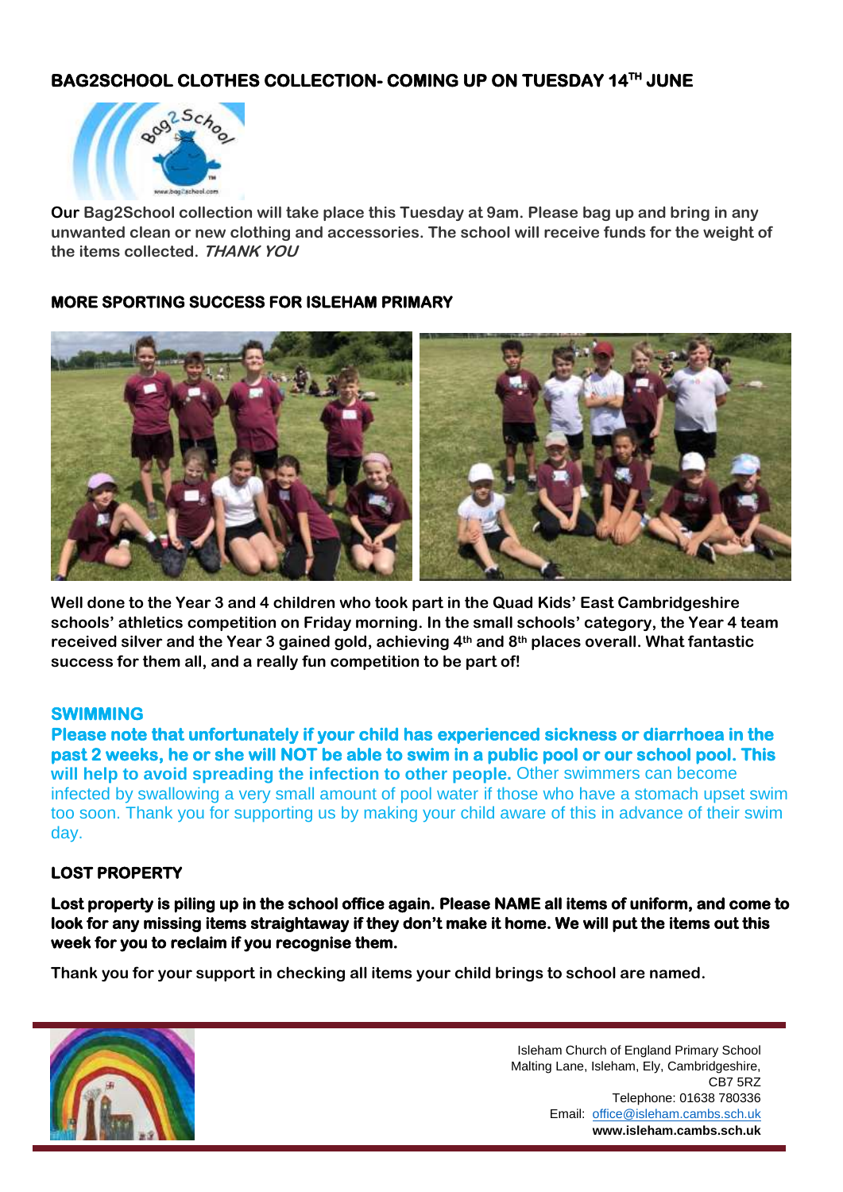## BAG2SCHOOL CLOTHES COLLECTION- COMING UP ON TUESDAY 14TH JUNE

**Our Bag2School collection will take place this Tuesday at 9am. Please bag up and bring in any unwanted clean or new clothing and accessories. The school will receive funds for the weight of the items collected. *THANK YOU***

## MORE SPORTING SUCCESS FOR ISLEHAM PRIMARY

**Well done to the Year 3 and 4 children who took part in the Quad Kids' East Cambridgeshire schools' athletics competition on Friday morning. In the small schools' category, the Year 4 team received silver and the Year 3 gained gold, achieving 4th and 8th places overall. What fantastic success for them all, and a really fun competition to be part of!**

## SWIMMING

**Please note that unfortunately if your child has experienced sickness or diarrhoea in the past 2 weeks, he or she will NOT be able to swim in a public pool or our school pool. This will help to avoid spreading the infection to other people.** Other swimmers can become infected by swallowing a very small amount of pool water if those who have a stomach upset swim too soon. Thank you for supporting us by making your child aware of this in advance of their swim day.

## LOST PROPERTY

**Lost property is piling up in the school office again. Please NAME all items of uniform, and come to look for any missing items straightaway if they don't make it home. We will put the items out this week for you to reclaim if you recognise them.**

**Thank you for your support in checking all items your child brings to school are named.**

Isleham Church of England Primary School
Malting Lane, Isleham, Ely, Cambridgeshire,
CB7 5RZ
Telephone: 01638 780336
Email: office@isleham.cambs.sch.uk
**www.isleham.cambs.sch.uk**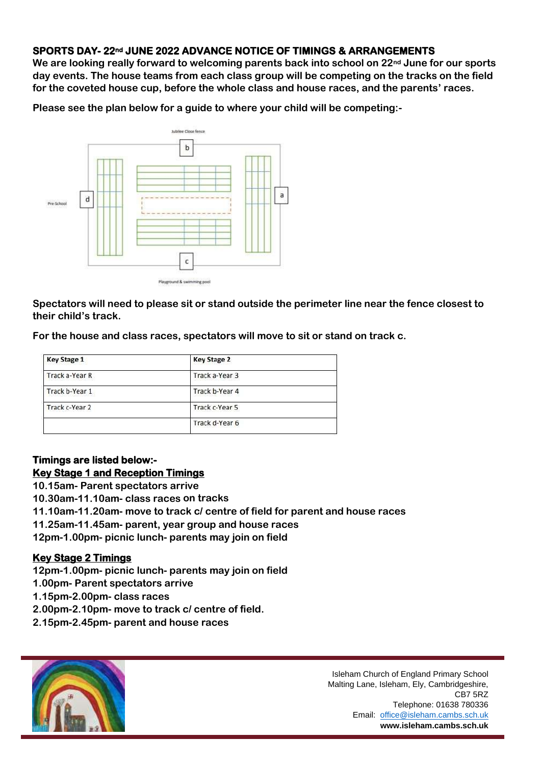## SPORTS DAY- 22nd JUNE 2022 ADVANCE NOTICE OF TIMINGS & ARRANGEMENTS

**We are looking really forward to welcoming parents back into school on 22nd June for our sports day events. The house teams from each class group will be competing on the tracks on the field for the coveted house cup, before the whole class and house races, and the parents' races.**

**Please see the plan below for a guide to where your child will be competing:-**

Jubilee Close fence

b

Pre-School d a

c

Playground & swimming pool

**Spectators will need to please sit or stand outside the perimeter line near the fence closest to their child's track.**

**For the house and class races, spectators will move to sit or stand on track c.**

| Key Stage 1 | Key Stage 2 |
|---|---|
| Track a-Year R | Track a-Year 3 |
| Track b-Year 1 | Track b-Year 4 |
| Track c-Year 2 | Track c-Year 5 |
| | Track d-Year 6 |

**Timings are listed below:-**

**<u>Key Stage 1 and Reception Timings</u>**

**10.15am- Parent spectators arrive**
**10.30am-11.10am- class races on tracks**
**11.10am-11.20am- move to track c/ centre of field for parent and house races**
**11.25am-11.45am- parent, year group and house races**
**12pm-1.00pm- picnic lunch- parents may join on field**

**<u>Key Stage 2 Timings</u>**

**12pm-1.00pm- picnic lunch- parents may join on field**
**1.00pm- Parent spectators arrive**
**1.15pm-2.00pm- class races**
**2.00pm-2.10pm- move to track c/ centre of field.**
**2.15pm-2.45pm- parent and house races**

Isleham Church of England Primary School
Malting Lane, Isleham, Ely, Cambridgeshire, CB7 5RZ
Telephone: 01638 780336
Email: office@isleham.cambs.sch.uk
**www.isleham.cambs.sch.uk**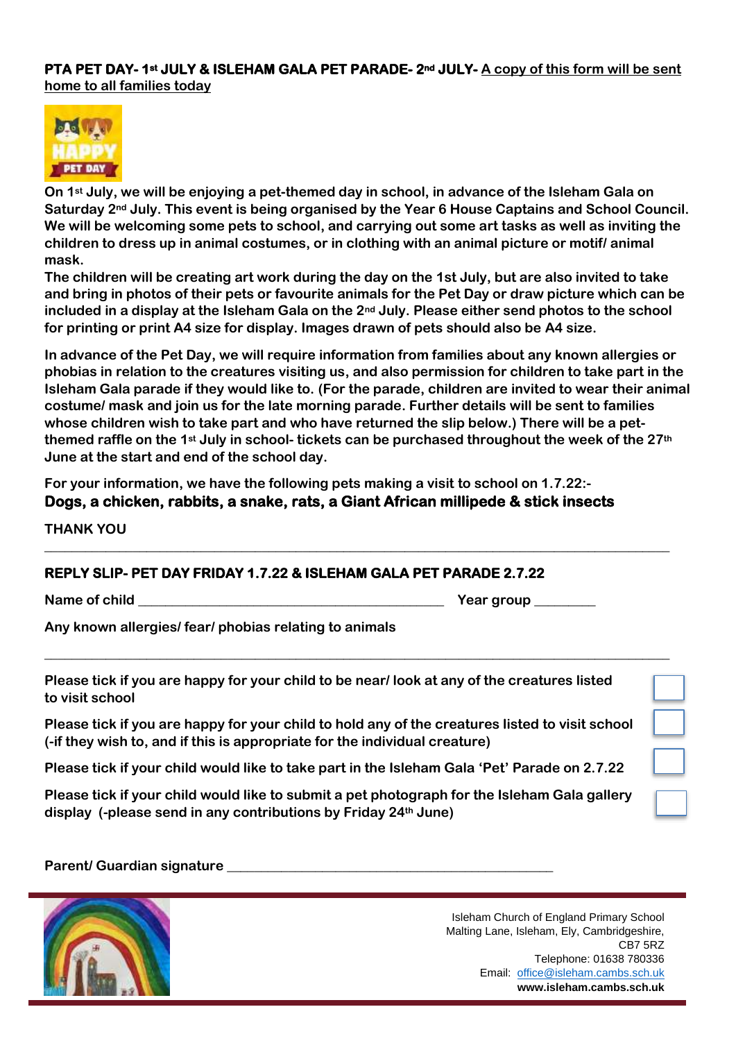**PTA PET DAY- 1st JULY & ISLEHAM GALA PET PARADE- 2nd JULY-** <u>**A copy of this form will be sent home to all families today**</u>

**On 1st July, we will be enjoying a pet-themed day in school, in advance of the Isleham Gala on Saturday 2nd July. This event is being organised by the Year 6 House Captains and School Council. We will be welcoming some pets to school, and carrying out some art tasks as well as inviting the children to dress up in animal costumes, or in clothing with an animal picture or motif/ animal mask.**

**The children will be creating art work during the day on the 1st July, but are also invited to take and bring in photos of their pets or favourite animals for the Pet Day or draw picture which can be included in a display at the Isleham Gala on the 2nd July. Please either send photos to the school for printing or print A4 size for display. Images drawn of pets should also be A4 size.**

**In advance of the Pet Day, we will require information from families about any known allergies or phobias in relation to the creatures visiting us, and also permission for children to take part in the Isleham Gala parade if they would like to. (For the parade, children are invited to wear their animal costume/ mask and join us for the late morning parade. Further details will be sent to families whose children wish to take part and who have returned the slip below.) There will be a pet-themed raffle on the 1st July in school- tickets can be purchased throughout the week of the 27th June at the start and end of the school day.**

**For your information, we have the following pets making a visit to school on 1.7.22:-**
**Dogs, a chicken, rabbits, a snake, rats, a Giant African millipede & stick insects**

**THANK YOU**

---

**REPLY SLIP- PET DAY FRIDAY 1.7.22 & ISLEHAM GALA PET PARADE 2.7.22**

**Name of child** ________________________________________ **Year group** ________

**Any known allergies/ fear/ phobias relating to animals**

________________________________________________________________________________

**Please tick if you are happy for your child to be near/ look at any of the creatures listed to visit school** ☐

**Please tick if you are happy for your child to hold any of the creatures listed to visit school (-if they wish to, and if this is appropriate for the individual creature)** ☐

**Please tick if your child would like to take part in the Isleham Gala 'Pet' Parade on 2.7.22** ☐

**Please tick if your child would like to submit a pet photograph for the Isleham Gala gallery display (-please send in any contributions by Friday 24th June)** ☐

**Parent/ Guardian signature** ________________________________________

Isleham Church of England Primary School
Malting Lane, Isleham, Ely, Cambridgeshire, CB7 5RZ
Telephone: 01638 780336
Email: office@isleham.cambs.sch.uk
**www.isleham.cambs.sch.uk**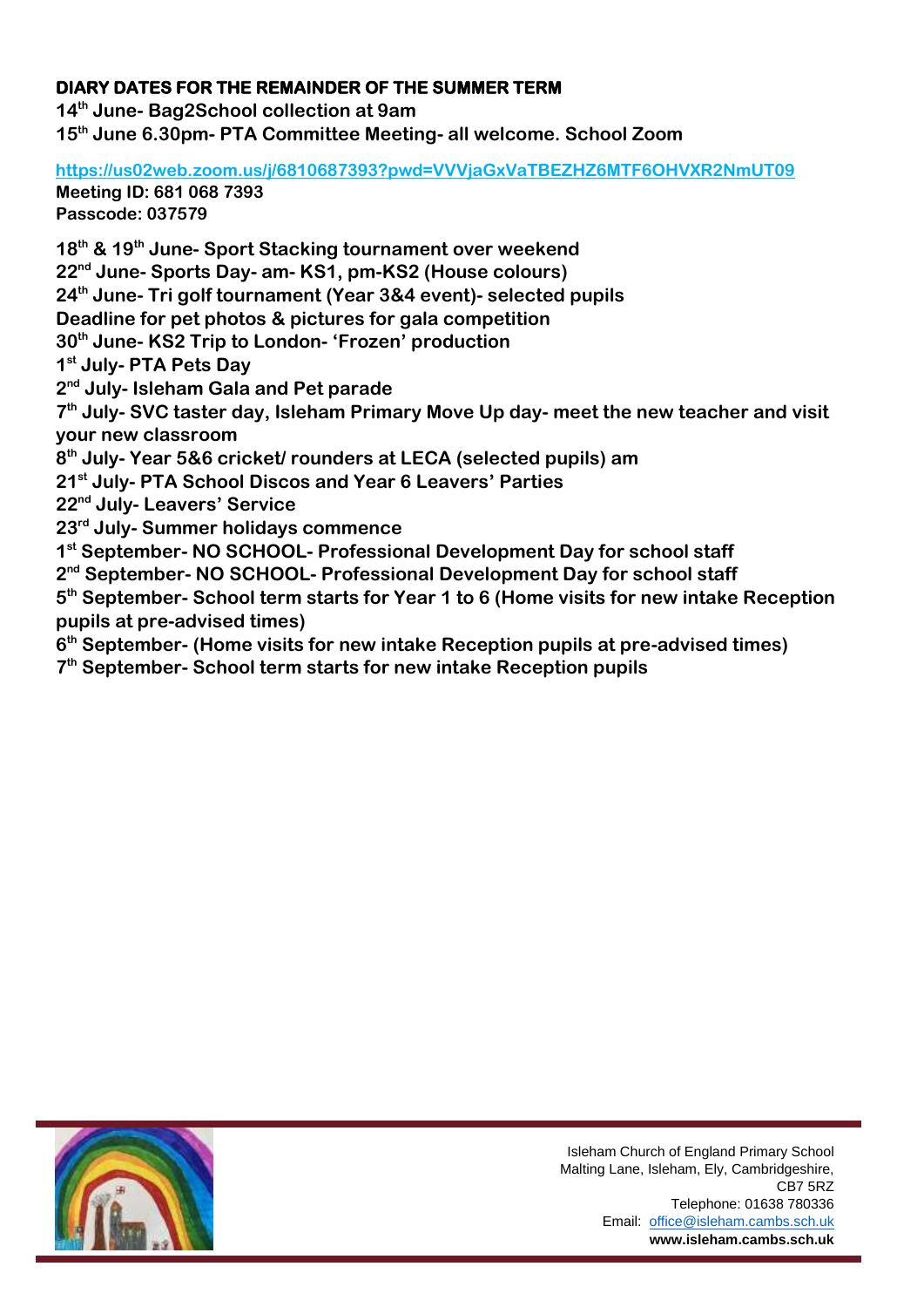**DIARY DATES FOR THE REMAINDER OF THE SUMMER TERM**

**14th June- Bag2School collection at 9am**

**15th June 6.30pm- PTA Committee Meeting- all welcome. School Zoom**

**https://us02web.zoom.us/j/6810687393?pwd=VVVjaGxVaTBEZHZ6MTF6OHVXR2NmUT09**

**Meeting ID: 681 068 7393**

**Passcode: 037579**

**18th & 19th June- Sport Stacking tournament over weekend**

**22nd June- Sports Day- am- KS1, pm-KS2 (House colours)**

**24th June- Tri golf tournament (Year 3&4 event)- selected pupils**

**Deadline for pet photos & pictures for gala competition**

**30th June- KS2 Trip to London- 'Frozen' production**

**1st July- PTA Pets Day**

**2nd July- Isleham Gala and Pet parade**

**7th July- SVC taster day, Isleham Primary Move Up day- meet the new teacher and visit your new classroom**

**8th July- Year 5&6 cricket/ rounders at LECA (selected pupils) am**

**21st July- PTA School Discos and Year 6 Leavers' Parties**

**22nd July- Leavers' Service**

**23rd July- Summer holidays commence**

**1st September- NO SCHOOL- Professional Development Day for school staff**

**2nd September- NO SCHOOL- Professional Development Day for school staff**

**5th September- School term starts for Year 1 to 6 (Home visits for new intake Reception pupils at pre-advised times)**

**6th September- (Home visits for new intake Reception pupils at pre-advised times)**

**7th September- School term starts for new intake Reception pupils**

Isleham Church of England Primary School
Malting Lane, Isleham, Ely, Cambridgeshire,
CB7 5RZ
Telephone: 01638 780336
Email: office@isleham.cambs.sch.uk
**www.isleham.cambs.sch.uk**